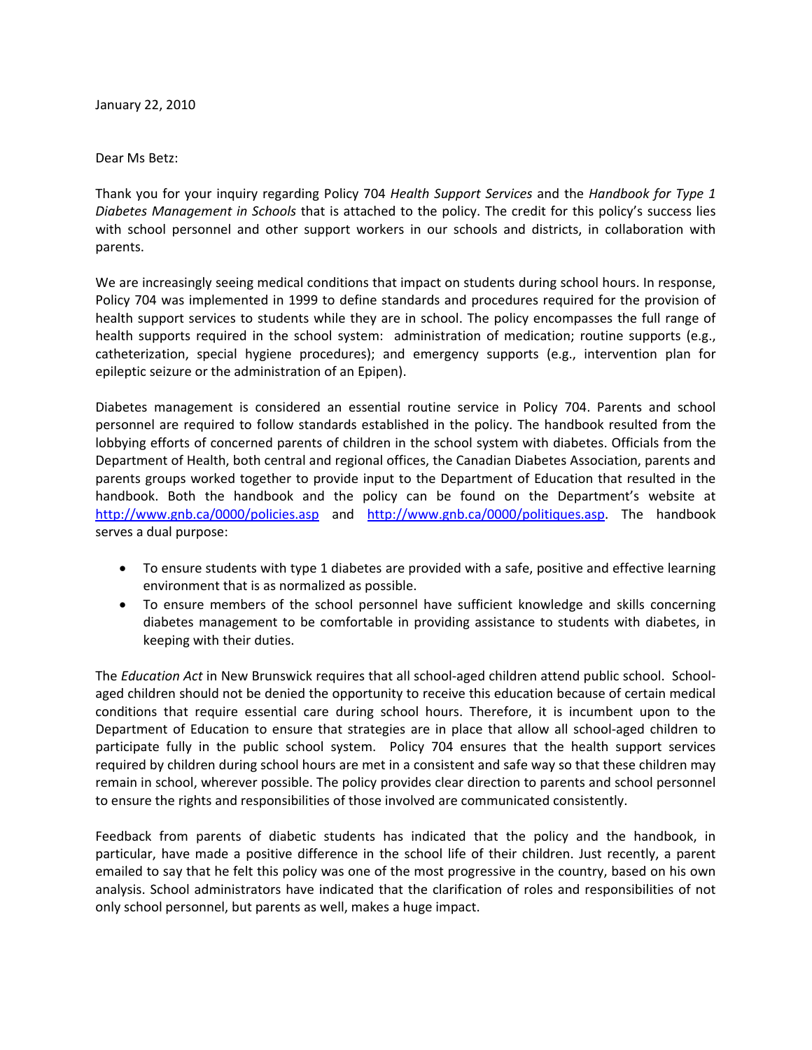January 22, 2010

Dear Ms Betz:

Thank you for your inquiry regarding Policy 704 *Health Support Services* and the *Handbook for Type 1 Diabetes Management in Schools* that is attached to the policy. The credit for this policy's success lies with school personnel and other support workers in our schools and districts, in collaboration with parents.

We are increasingly seeing medical conditions that impact on students during school hours. In response, Policy 704 was implemented in 1999 to define standards and procedures required for the provision of health support services to students while they are in school. The policy encompasses the full range of health supports required in the school system: administration of medication; routine supports (e.g., catheterization, special hygiene procedures); and emergency supports (e.g., intervention plan for epileptic seizure or the administration of an Epipen).

Diabetes management is considered an essential routine service in Policy 704. Parents and school personnel are required to follow standards established in the policy. The handbook resulted from the lobbying efforts of concerned parents of children in the school system with diabetes. Officials from the Department of Health, both central and regional offices, the Canadian Diabetes Association, parents and parents groups worked together to provide input to the Department of Education that resulted in the handbook. Both the handbook and the policy can be found on the Department's website at http://www.gnb.ca/0000/policies.asp and http://www.gnb.ca/0000/politiques.asp. The handbook serves a dual purpose:

- To ensure students with type 1 diabetes are provided with a safe, positive and effective learning environment that is as normalized as possible.
- To ensure members of the school personnel have sufficient knowledge and skills concerning diabetes management to be comfortable in providing assistance to students with diabetes, in keeping with their duties.

The *Education Act* in New Brunswick requires that all school-aged children attend public school. School-aged children should not be denied the opportunity to receive this education because of certain medical conditions that require essential care during school hours. Therefore, it is incumbent upon to the Department of Education to ensure that strategies are in place that allow all school-aged children to participate fully in the public school system. Policy 704 ensures that the health support services required by children during school hours are met in a consistent and safe way so that these children may remain in school, wherever possible. The policy provides clear direction to parents and school personnel to ensure the rights and responsibilities of those involved are communicated consistently.

Feedback from parents of diabetic students has indicated that the policy and the handbook, in particular, have made a positive difference in the school life of their children. Just recently, a parent emailed to say that he felt this policy was one of the most progressive in the country, based on his own analysis. School administrators have indicated that the clarification of roles and responsibilities of not only school personnel, but parents as well, makes a huge impact.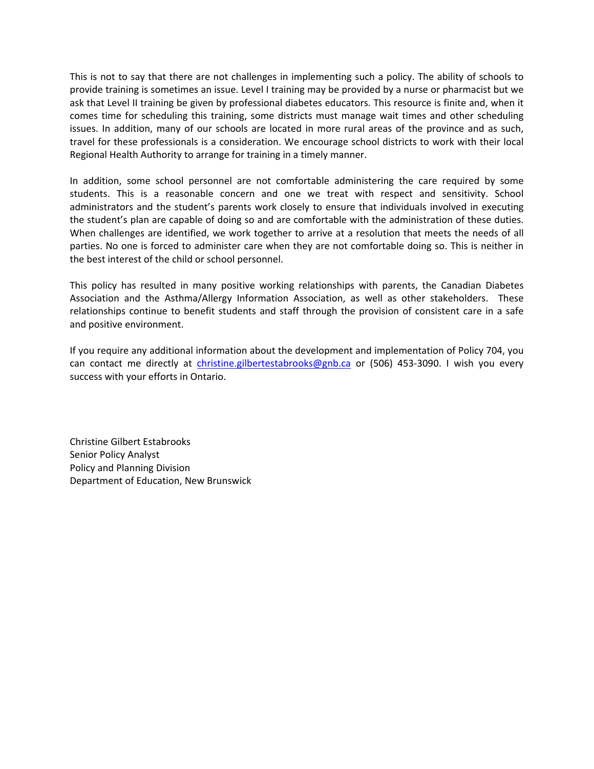This is not to say that there are not challenges in implementing such a policy. The ability of schools to provide training is sometimes an issue. Level I training may be provided by a nurse or pharmacist but we ask that Level II training be given by professional diabetes educators. This resource is finite and, when it comes time for scheduling this training, some districts must manage wait times and other scheduling issues. In addition, many of our schools are located in more rural areas of the province and as such, travel for these professionals is a consideration. We encourage school districts to work with their local Regional Health Authority to arrange for training in a timely manner.

In addition, some school personnel are not comfortable administering the care required by some students. This is a reasonable concern and one we treat with respect and sensitivity. School administrators and the student's parents work closely to ensure that individuals involved in executing the student's plan are capable of doing so and are comfortable with the administration of these duties. When challenges are identified, we work together to arrive at a resolution that meets the needs of all parties. No one is forced to administer care when they are not comfortable doing so. This is neither in the best interest of the child or school personnel.

This policy has resulted in many positive working relationships with parents, the Canadian Diabetes Association and the Asthma/Allergy Information Association, as well as other stakeholders. These relationships continue to benefit students and staff through the provision of consistent care in a safe and positive environment.

If you require any additional information about the development and implementation of Policy 704, you can contact me directly at christine.gilbertestabrooks@gnb.ca or (506) 453-3090. I wish you every success with your efforts in Ontario.

Christine Gilbert Estabrooks
Senior Policy Analyst
Policy and Planning Division
Department of Education, New Brunswick